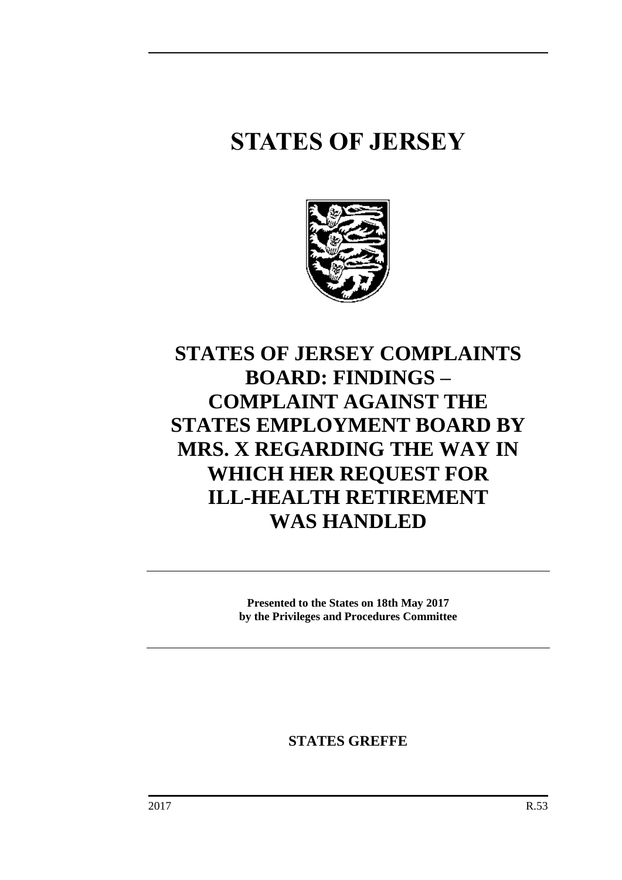# STATES OF JERSEY

# STATES OF JERSEY COMPLAINTS BOARD: FINDINGS – COMPLAINT AGAINST THE STATES EMPLOYMENT BOARD BY MRS. X REGARDING THE WAY IN WHICH HER REQUEST FOR ILL-HEALTH RETIREMENT WAS HANDLED

**Presented to the States on 18th May 2017 by the Privileges and Procedures Committee**

**STATES GREFFE**

2017 R.53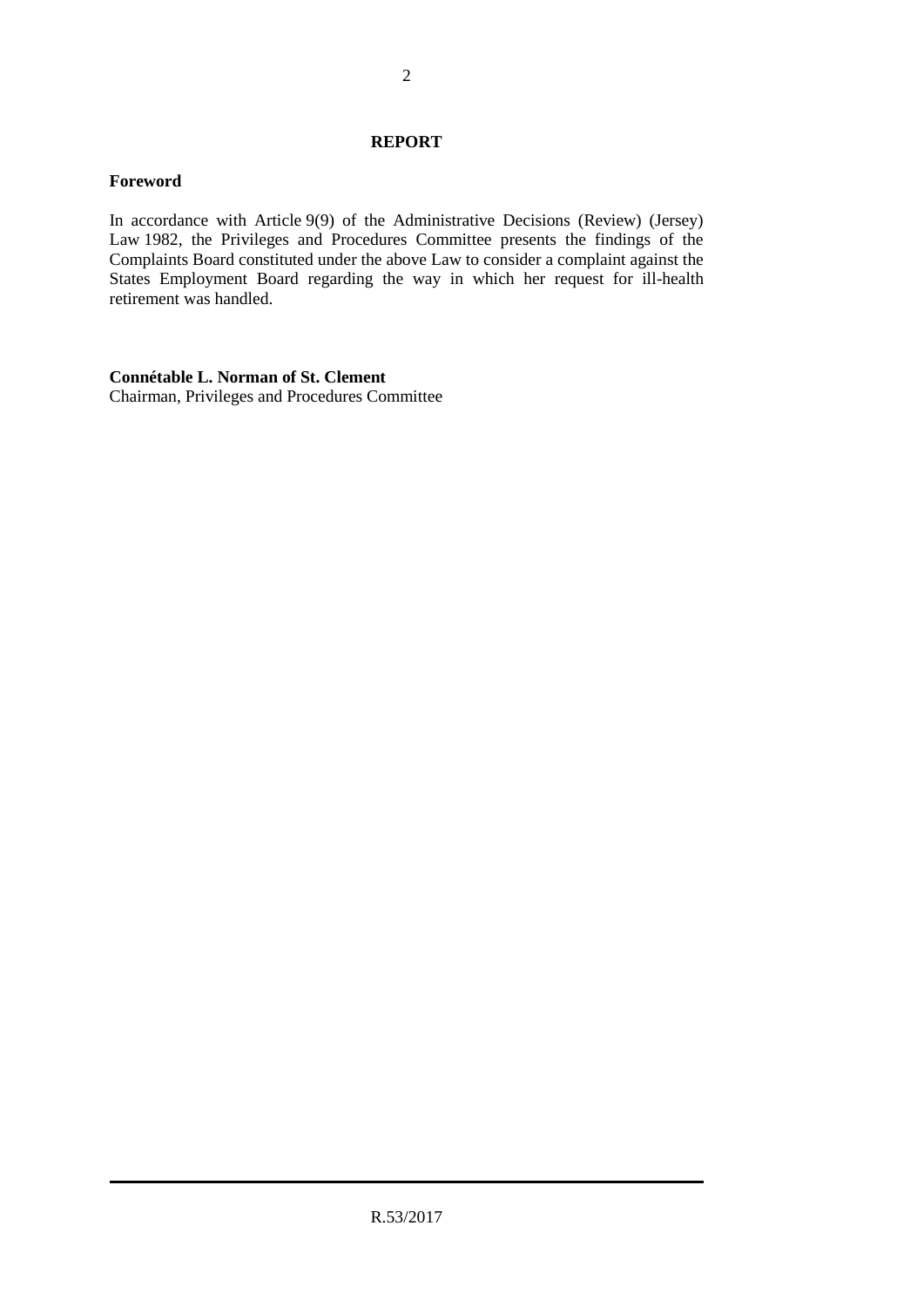## REPORT

### Foreword

In accordance with Article 9(9) of the Administrative Decisions (Review) (Jersey) Law 1982, the Privileges and Procedures Committee presents the findings of the Complaints Board constituted under the above Law to consider a complaint against the States Employment Board regarding the way in which her request for ill-health retirement was handled.

**Connétable L. Norman of St. Clement**
Chairman, Privileges and Procedures Committee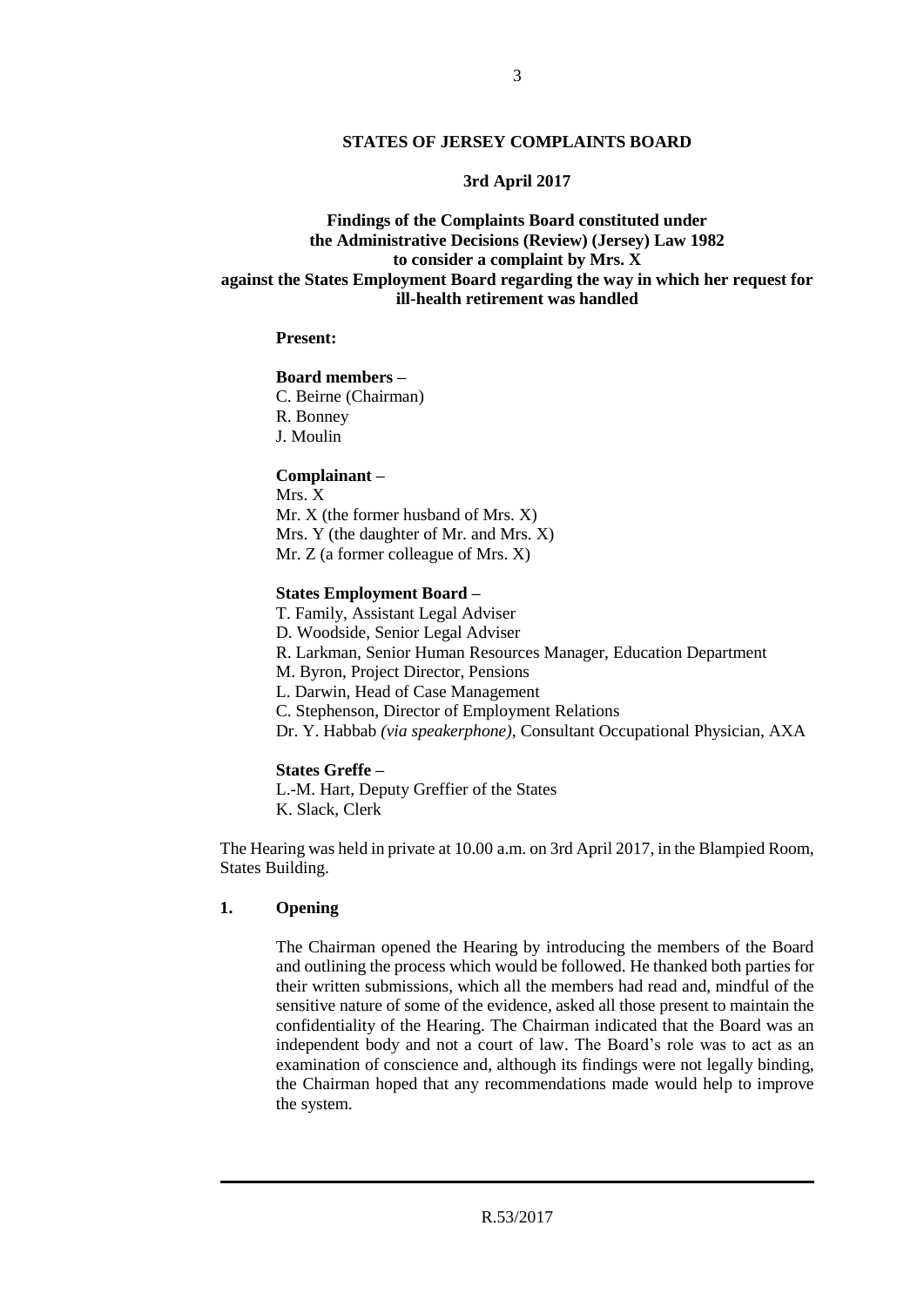**STATES OF JERSEY COMPLAINTS BOARD**

**3rd April 2017**

**Findings of the Complaints Board constituted under the Administrative Decisions (Review) (Jersey) Law 1982 to consider a complaint by Mrs. X against the States Employment Board regarding the way in which her request for ill-health retirement was handled**

**Present:**

**Board members –**
C. Beirne (Chairman)
R. Bonney
J. Moulin

**Complainant –**
Mrs. X
Mr. X (the former husband of Mrs. X)
Mrs. Y (the daughter of Mr. and Mrs. X)
Mr. Z (a former colleague of Mrs. X)

**States Employment Board –**
T. Family, Assistant Legal Adviser
D. Woodside, Senior Legal Adviser
R. Larkman, Senior Human Resources Manager, Education Department
M. Byron, Project Director, Pensions
L. Darwin, Head of Case Management
C. Stephenson, Director of Employment Relations
Dr. Y. Habbab *(via speakerphone)*, Consultant Occupational Physician, AXA

**States Greffe –**
L.-M. Hart, Deputy Greffier of the States
K. Slack, Clerk

The Hearing was held in private at 10.00 a.m. on 3rd April 2017, in the Blampied Room, States Building.

## 1. Opening

The Chairman opened the Hearing by introducing the members of the Board and outlining the process which would be followed. He thanked both parties for their written submissions, which all the members had read and, mindful of the sensitive nature of some of the evidence, asked all those present to maintain the confidentiality of the Hearing. The Chairman indicated that the Board was an independent body and not a court of law. The Board's role was to act as an examination of conscience and, although its findings were not legally binding, the Chairman hoped that any recommendations made would help to improve the system.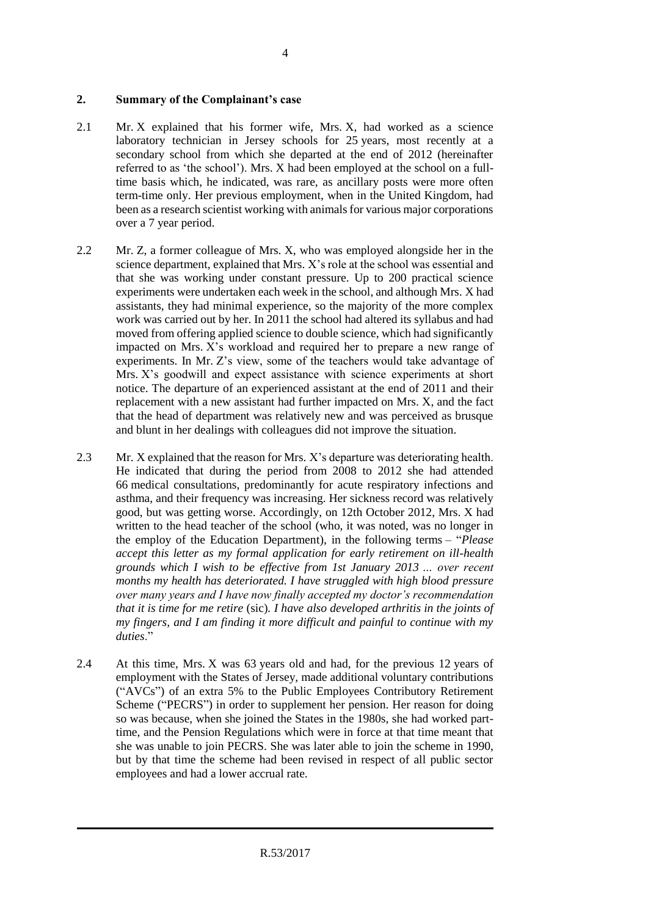## 2. Summary of the Complainant's case

2.1 Mr. X explained that his former wife, Mrs. X, had worked as a science laboratory technician in Jersey schools for 25 years, most recently at a secondary school from which she departed at the end of 2012 (hereinafter referred to as 'the school'). Mrs. X had been employed at the school on a full-time basis which, he indicated, was rare, as ancillary posts were more often term-time only. Her previous employment, when in the United Kingdom, had been as a research scientist working with animals for various major corporations over a 7 year period.

2.2 Mr. Z, a former colleague of Mrs. X, who was employed alongside her in the science department, explained that Mrs. X's role at the school was essential and that she was working under constant pressure. Up to 200 practical science experiments were undertaken each week in the school, and although Mrs. X had assistants, they had minimal experience, so the majority of the more complex work was carried out by her. In 2011 the school had altered its syllabus and had moved from offering applied science to double science, which had significantly impacted on Mrs. X's workload and required her to prepare a new range of experiments. In Mr. Z's view, some of the teachers would take advantage of Mrs. X's goodwill and expect assistance with science experiments at short notice. The departure of an experienced assistant at the end of 2011 and their replacement with a new assistant had further impacted on Mrs. X, and the fact that the head of department was relatively new and was perceived as brusque and blunt in her dealings with colleagues did not improve the situation.

2.3 Mr. X explained that the reason for Mrs. X's departure was deteriorating health. He indicated that during the period from 2008 to 2012 she had attended 66 medical consultations, predominantly for acute respiratory infections and asthma, and their frequency was increasing. Her sickness record was relatively good, but was getting worse. Accordingly, on 12th October 2012, Mrs. X had written to the head teacher of the school (who, it was noted, was no longer in the employ of the Education Department), in the following terms – "*Please accept this letter as my formal application for early retirement on ill-health grounds which I wish to be effective from 1st January 2013 ... over recent months my health has deteriorated. I have struggled with high blood pressure over many years and I have now finally accepted my doctor's recommendation that it is time for me retire* (sic)*. I have also developed arthritis in the joints of my fingers, and I am finding it more difficult and painful to continue with my duties*."

2.4 At this time, Mrs. X was 63 years old and had, for the previous 12 years of employment with the States of Jersey, made additional voluntary contributions ("AVCs") of an extra 5% to the Public Employees Contributory Retirement Scheme ("PECRS") in order to supplement her pension. Her reason for doing so was because, when she joined the States in the 1980s, she had worked part-time, and the Pension Regulations which were in force at that time meant that she was unable to join PECRS. She was later able to join the scheme in 1990, but by that time the scheme had been revised in respect of all public sector employees and had a lower accrual rate.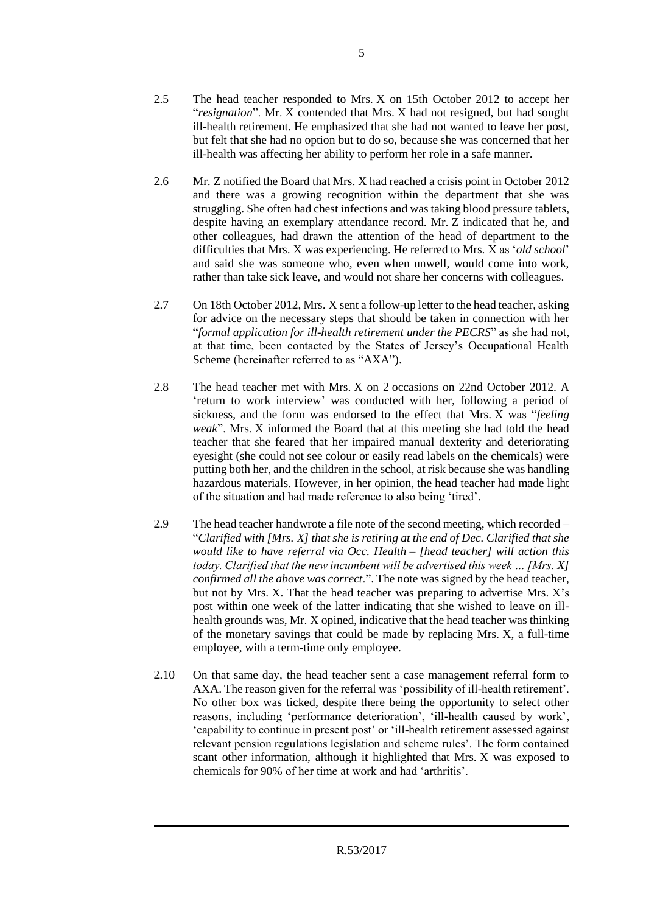2.5 The head teacher responded to Mrs. X on 15th October 2012 to accept her "*resignation*". Mr. X contended that Mrs. X had not resigned, but had sought ill-health retirement. He emphasized that she had not wanted to leave her post, but felt that she had no option but to do so, because she was concerned that her ill-health was affecting her ability to perform her role in a safe manner.

2.6 Mr. Z notified the Board that Mrs. X had reached a crisis point in October 2012 and there was a growing recognition within the department that she was struggling. She often had chest infections and was taking blood pressure tablets, despite having an exemplary attendance record. Mr. Z indicated that he, and other colleagues, had drawn the attention of the head of department to the difficulties that Mrs. X was experiencing. He referred to Mrs. X as '*old school*' and said she was someone who, even when unwell, would come into work, rather than take sick leave, and would not share her concerns with colleagues.

2.7 On 18th October 2012, Mrs. X sent a follow-up letter to the head teacher, asking for advice on the necessary steps that should be taken in connection with her "*formal application for ill-health retirement under the PECRS*" as she had not, at that time, been contacted by the States of Jersey's Occupational Health Scheme (hereinafter referred to as "AXA").

2.8 The head teacher met with Mrs. X on 2 occasions on 22nd October 2012. A 'return to work interview' was conducted with her, following a period of sickness, and the form was endorsed to the effect that Mrs. X was "*feeling weak*". Mrs. X informed the Board that at this meeting she had told the head teacher that she feared that her impaired manual dexterity and deteriorating eyesight (she could not see colour or easily read labels on the chemicals) were putting both her, and the children in the school, at risk because she was handling hazardous materials. However, in her opinion, the head teacher had made light of the situation and had made reference to also being 'tired'.

2.9 The head teacher handwrote a file note of the second meeting, which recorded – "*Clarified with [Mrs. X] that she is retiring at the end of Dec. Clarified that she would like to have referral via Occ. Health – [head teacher] will action this today. Clarified that the new incumbent will be advertised this week … [Mrs. X] confirmed all the above was correct*.". The note was signed by the head teacher, but not by Mrs. X. That the head teacher was preparing to advertise Mrs. X's post within one week of the latter indicating that she wished to leave on ill-health grounds was, Mr. X opined, indicative that the head teacher was thinking of the monetary savings that could be made by replacing Mrs. X, a full-time employee, with a term-time only employee.

2.10 On that same day, the head teacher sent a case management referral form to AXA. The reason given for the referral was 'possibility of ill-health retirement'. No other box was ticked, despite there being the opportunity to select other reasons, including 'performance deterioration', 'ill-health caused by work', 'capability to continue in present post' or 'ill-health retirement assessed against relevant pension regulations legislation and scheme rules'. The form contained scant other information, although it highlighted that Mrs. X was exposed to chemicals for 90% of her time at work and had 'arthritis'.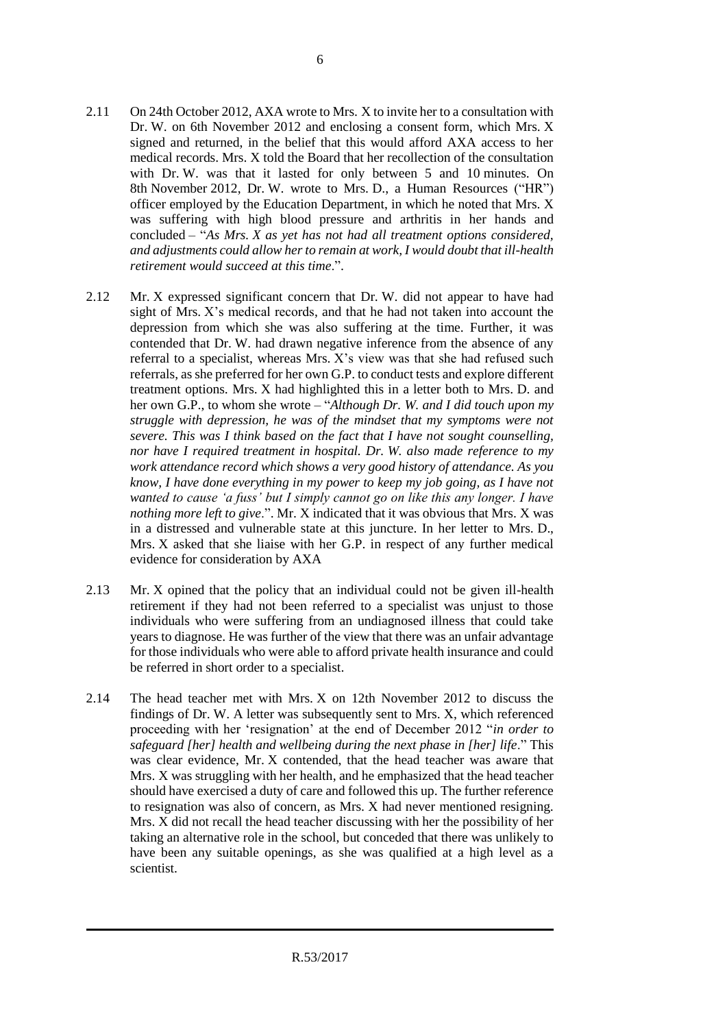2.11 On 24th October 2012, AXA wrote to Mrs. X to invite her to a consultation with Dr. W. on 6th November 2012 and enclosing a consent form, which Mrs. X signed and returned, in the belief that this would afford AXA access to her medical records. Mrs. X told the Board that her recollection of the consultation with Dr. W. was that it lasted for only between 5 and 10 minutes. On 8th November 2012, Dr. W. wrote to Mrs. D., a Human Resources ("HR") officer employed by the Education Department, in which he noted that Mrs. X was suffering with high blood pressure and arthritis in her hands and concluded – "*As Mrs. X as yet has not had all treatment options considered, and adjustments could allow her to remain at work, I would doubt that ill-health retirement would succeed at this time*.".

2.12 Mr. X expressed significant concern that Dr. W. did not appear to have had sight of Mrs. X's medical records, and that he had not taken into account the depression from which she was also suffering at the time. Further, it was contended that Dr. W. had drawn negative inference from the absence of any referral to a specialist, whereas Mrs. X's view was that she had refused such referrals, as she preferred for her own G.P. to conduct tests and explore different treatment options. Mrs. X had highlighted this in a letter both to Mrs. D. and her own G.P., to whom she wrote – "*Although Dr. W. and I did touch upon my struggle with depression, he was of the mindset that my symptoms were not severe. This was I think based on the fact that I have not sought counselling, nor have I required treatment in hospital. Dr. W. also made reference to my work attendance record which shows a very good history of attendance. As you know, I have done everything in my power to keep my job going, as I have not wanted to cause 'a fuss' but I simply cannot go on like this any longer. I have nothing more left to give*.". Mr. X indicated that it was obvious that Mrs. X was in a distressed and vulnerable state at this juncture. In her letter to Mrs. D., Mrs. X asked that she liaise with her G.P. in respect of any further medical evidence for consideration by AXA

2.13 Mr. X opined that the policy that an individual could not be given ill-health retirement if they had not been referred to a specialist was unjust to those individuals who were suffering from an undiagnosed illness that could take years to diagnose. He was further of the view that there was an unfair advantage for those individuals who were able to afford private health insurance and could be referred in short order to a specialist.

2.14 The head teacher met with Mrs. X on 12th November 2012 to discuss the findings of Dr. W. A letter was subsequently sent to Mrs. X, which referenced proceeding with her 'resignation' at the end of December 2012 "*in order to safeguard [her] health and wellbeing during the next phase in [her] life*." This was clear evidence, Mr. X contended, that the head teacher was aware that Mrs. X was struggling with her health, and he emphasized that the head teacher should have exercised a duty of care and followed this up. The further reference to resignation was also of concern, as Mrs. X had never mentioned resigning. Mrs. X did not recall the head teacher discussing with her the possibility of her taking an alternative role in the school, but conceded that there was unlikely to have been any suitable openings, as she was qualified at a high level as a scientist.

R.53/2017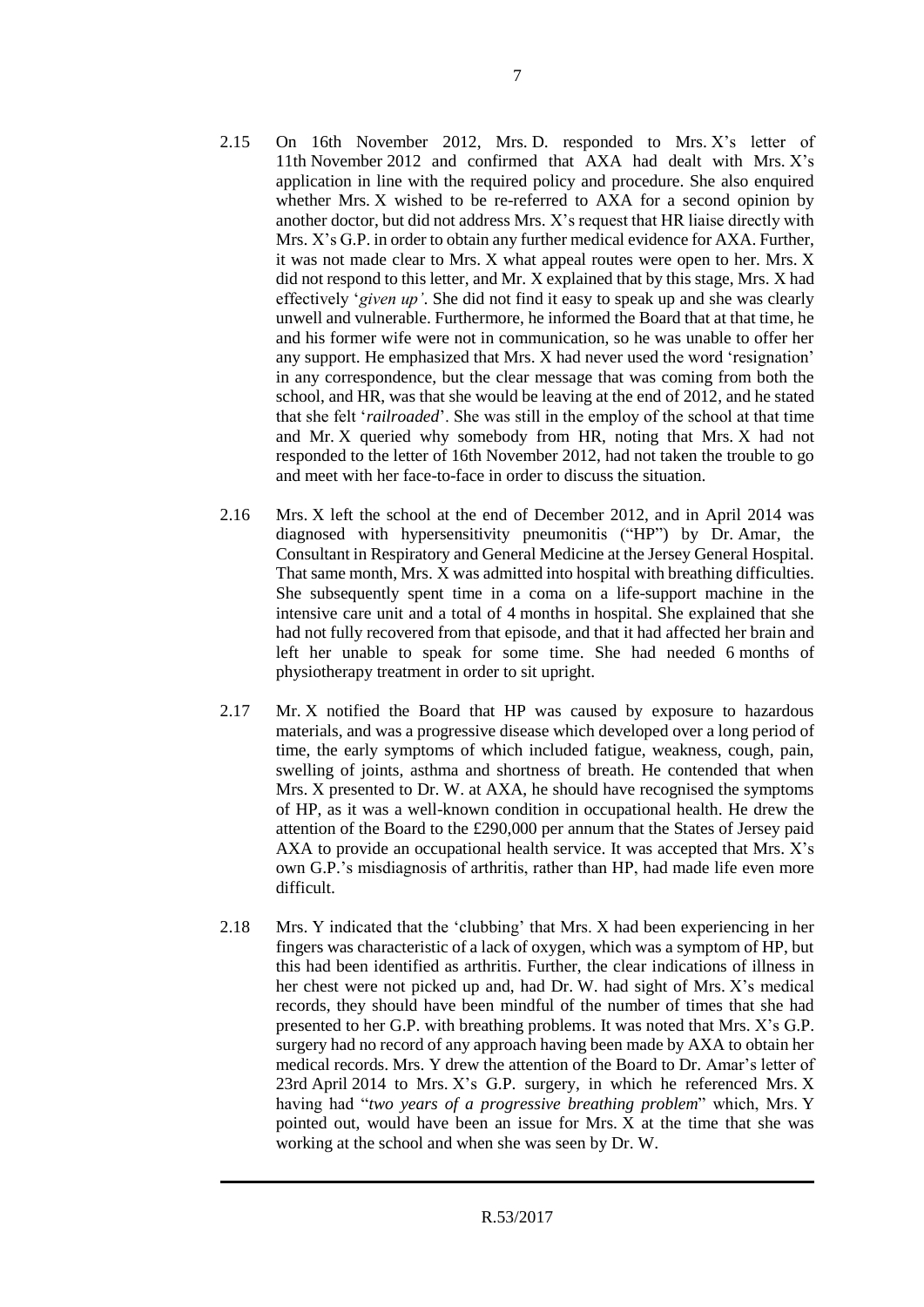2.15 On 16th November 2012, Mrs. D. responded to Mrs. X's letter of 11th November 2012 and confirmed that AXA had dealt with Mrs. X's application in line with the required policy and procedure. She also enquired whether Mrs. X wished to be re-referred to AXA for a second opinion by another doctor, but did not address Mrs. X's request that HR liaise directly with Mrs. X's G.P. in order to obtain any further medical evidence for AXA. Further, it was not made clear to Mrs. X what appeal routes were open to her. Mrs. X did not respond to this letter, and Mr. X explained that by this stage, Mrs. X had effectively '*given up'*. She did not find it easy to speak up and she was clearly unwell and vulnerable. Furthermore, he informed the Board that at that time, he and his former wife were not in communication, so he was unable to offer her any support. He emphasized that Mrs. X had never used the word 'resignation' in any correspondence, but the clear message that was coming from both the school, and HR, was that she would be leaving at the end of 2012, and he stated that she felt '*railroaded*'. She was still in the employ of the school at that time and Mr. X queried why somebody from HR, noting that Mrs. X had not responded to the letter of 16th November 2012, had not taken the trouble to go and meet with her face-to-face in order to discuss the situation.

2.16 Mrs. X left the school at the end of December 2012, and in April 2014 was diagnosed with hypersensitivity pneumonitis ("HP") by Dr. Amar, the Consultant in Respiratory and General Medicine at the Jersey General Hospital. That same month, Mrs. X was admitted into hospital with breathing difficulties. She subsequently spent time in a coma on a life-support machine in the intensive care unit and a total of 4 months in hospital. She explained that she had not fully recovered from that episode, and that it had affected her brain and left her unable to speak for some time. She had needed 6 months of physiotherapy treatment in order to sit upright.

2.17 Mr. X notified the Board that HP was caused by exposure to hazardous materials, and was a progressive disease which developed over a long period of time, the early symptoms of which included fatigue, weakness, cough, pain, swelling of joints, asthma and shortness of breath. He contended that when Mrs. X presented to Dr. W. at AXA, he should have recognised the symptoms of HP, as it was a well-known condition in occupational health. He drew the attention of the Board to the £290,000 per annum that the States of Jersey paid AXA to provide an occupational health service. It was accepted that Mrs. X's own G.P.'s misdiagnosis of arthritis, rather than HP, had made life even more difficult.

2.18 Mrs. Y indicated that the 'clubbing' that Mrs. X had been experiencing in her fingers was characteristic of a lack of oxygen, which was a symptom of HP, but this had been identified as arthritis. Further, the clear indications of illness in her chest were not picked up and, had Dr. W. had sight of Mrs. X's medical records, they should have been mindful of the number of times that she had presented to her G.P. with breathing problems. It was noted that Mrs. X's G.P. surgery had no record of any approach having been made by AXA to obtain her medical records. Mrs. Y drew the attention of the Board to Dr. Amar's letter of 23rd April 2014 to Mrs. X's G.P. surgery, in which he referenced Mrs. X having had "*two years of a progressive breathing problem*" which, Mrs. Y pointed out, would have been an issue for Mrs. X at the time that she was working at the school and when she was seen by Dr. W.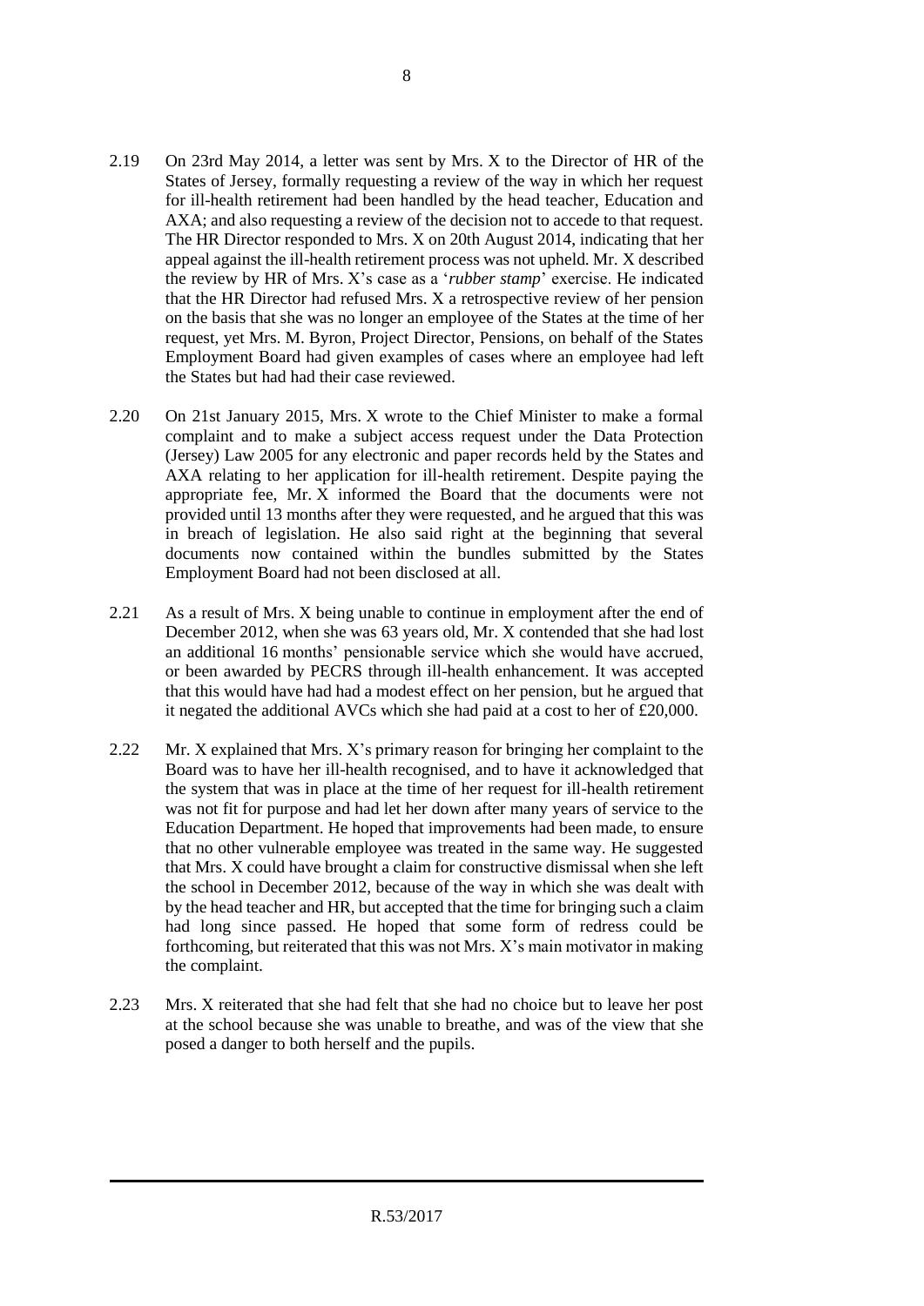2.19 On 23rd May 2014, a letter was sent by Mrs. X to the Director of HR of the States of Jersey, formally requesting a review of the way in which her request for ill-health retirement had been handled by the head teacher, Education and AXA; and also requesting a review of the decision not to accede to that request. The HR Director responded to Mrs. X on 20th August 2014, indicating that her appeal against the ill-health retirement process was not upheld. Mr. X described the review by HR of Mrs. X's case as a '*rubber stamp*' exercise. He indicated that the HR Director had refused Mrs. X a retrospective review of her pension on the basis that she was no longer an employee of the States at the time of her request, yet Mrs. M. Byron, Project Director, Pensions, on behalf of the States Employment Board had given examples of cases where an employee had left the States but had had their case reviewed.

2.20 On 21st January 2015, Mrs. X wrote to the Chief Minister to make a formal complaint and to make a subject access request under the Data Protection (Jersey) Law 2005 for any electronic and paper records held by the States and AXA relating to her application for ill-health retirement. Despite paying the appropriate fee, Mr. X informed the Board that the documents were not provided until 13 months after they were requested, and he argued that this was in breach of legislation. He also said right at the beginning that several documents now contained within the bundles submitted by the States Employment Board had not been disclosed at all.

2.21 As a result of Mrs. X being unable to continue in employment after the end of December 2012, when she was 63 years old, Mr. X contended that she had lost an additional 16 months' pensionable service which she would have accrued, or been awarded by PECRS through ill-health enhancement. It was accepted that this would have had had a modest effect on her pension, but he argued that it negated the additional AVCs which she had paid at a cost to her of £20,000.

2.22 Mr. X explained that Mrs. X's primary reason for bringing her complaint to the Board was to have her ill-health recognised, and to have it acknowledged that the system that was in place at the time of her request for ill-health retirement was not fit for purpose and had let her down after many years of service to the Education Department. He hoped that improvements had been made, to ensure that no other vulnerable employee was treated in the same way. He suggested that Mrs. X could have brought a claim for constructive dismissal when she left the school in December 2012, because of the way in which she was dealt with by the head teacher and HR, but accepted that the time for bringing such a claim had long since passed. He hoped that some form of redress could be forthcoming, but reiterated that this was not Mrs. X's main motivator in making the complaint.

2.23 Mrs. X reiterated that she had felt that she had no choice but to leave her post at the school because she was unable to breathe, and was of the view that she posed a danger to both herself and the pupils.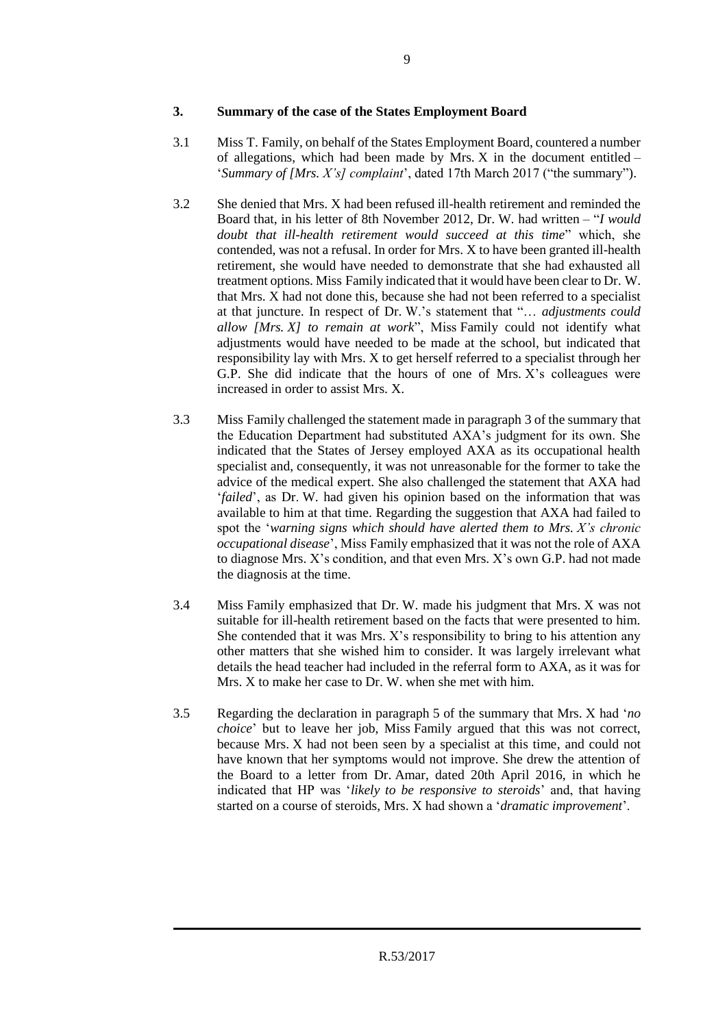## 3. Summary of the case of the States Employment Board

3.1 Miss T. Family, on behalf of the States Employment Board, countered a number of allegations, which had been made by Mrs. X in the document entitled – '*Summary of [Mrs. X's] complaint*', dated 17th March 2017 ("the summary").

3.2 She denied that Mrs. X had been refused ill-health retirement and reminded the Board that, in his letter of 8th November 2012, Dr. W. had written – "*I would doubt that ill-health retirement would succeed at this time*" which, she contended, was not a refusal. In order for Mrs. X to have been granted ill-health retirement, she would have needed to demonstrate that she had exhausted all treatment options. Miss Family indicated that it would have been clear to Dr. W. that Mrs. X had not done this, because she had not been referred to a specialist at that juncture. In respect of Dr. W.'s statement that "… *adjustments could allow [Mrs. X] to remain at work*", Miss Family could not identify what adjustments would have needed to be made at the school, but indicated that responsibility lay with Mrs. X to get herself referred to a specialist through her G.P. She did indicate that the hours of one of Mrs. X's colleagues were increased in order to assist Mrs. X.

3.3 Miss Family challenged the statement made in paragraph 3 of the summary that the Education Department had substituted AXA's judgment for its own. She indicated that the States of Jersey employed AXA as its occupational health specialist and, consequently, it was not unreasonable for the former to take the advice of the medical expert. She also challenged the statement that AXA had '*failed*', as Dr. W. had given his opinion based on the information that was available to him at that time. Regarding the suggestion that AXA had failed to spot the '*warning signs which should have alerted them to Mrs. X's chronic occupational disease*', Miss Family emphasized that it was not the role of AXA to diagnose Mrs. X's condition, and that even Mrs. X's own G.P. had not made the diagnosis at the time.

3.4 Miss Family emphasized that Dr. W. made his judgment that Mrs. X was not suitable for ill-health retirement based on the facts that were presented to him. She contended that it was Mrs. X's responsibility to bring to his attention any other matters that she wished him to consider. It was largely irrelevant what details the head teacher had included in the referral form to AXA, as it was for Mrs. X to make her case to Dr. W. when she met with him.

3.5 Regarding the declaration in paragraph 5 of the summary that Mrs. X had '*no choice*' but to leave her job, Miss Family argued that this was not correct, because Mrs. X had not been seen by a specialist at this time, and could not have known that her symptoms would not improve. She drew the attention of the Board to a letter from Dr. Amar, dated 20th April 2016, in which he indicated that HP was '*likely to be responsive to steroids*' and, that having started on a course of steroids, Mrs. X had shown a '*dramatic improvement*'.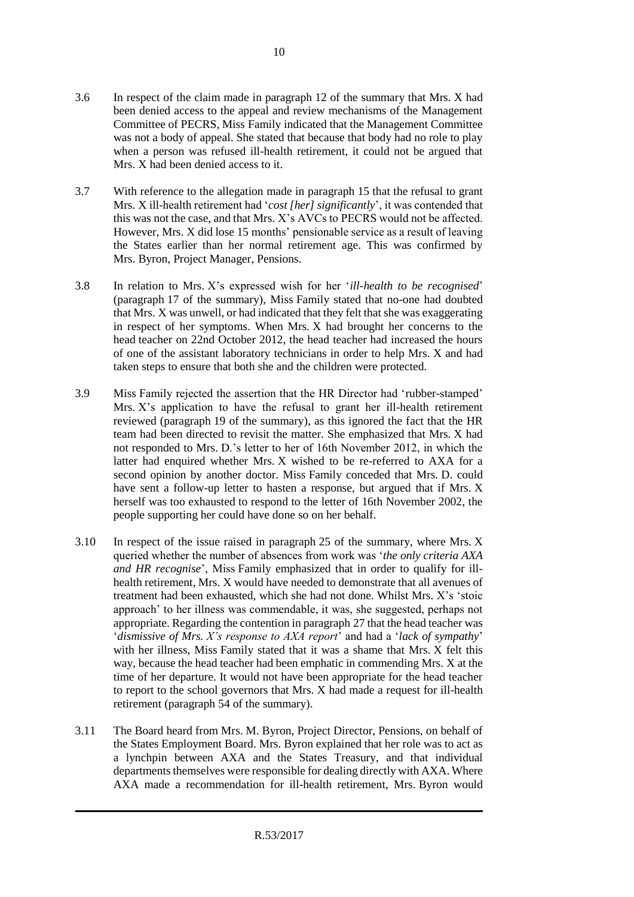3.6 In respect of the claim made in paragraph 12 of the summary that Mrs. X had been denied access to the appeal and review mechanisms of the Management Committee of PECRS, Miss Family indicated that the Management Committee was not a body of appeal. She stated that because that body had no role to play when a person was refused ill-health retirement, it could not be argued that Mrs. X had been denied access to it.

3.7 With reference to the allegation made in paragraph 15 that the refusal to grant Mrs. X ill-health retirement had '*cost [her] significantly*', it was contended that this was not the case, and that Mrs. X's AVCs to PECRS would not be affected. However, Mrs. X did lose 15 months' pensionable service as a result of leaving the States earlier than her normal retirement age. This was confirmed by Mrs. Byron, Project Manager, Pensions.

3.8 In relation to Mrs. X's expressed wish for her '*ill-health to be recognised*' (paragraph 17 of the summary), Miss Family stated that no-one had doubted that Mrs. X was unwell, or had indicated that they felt that she was exaggerating in respect of her symptoms. When Mrs. X had brought her concerns to the head teacher on 22nd October 2012, the head teacher had increased the hours of one of the assistant laboratory technicians in order to help Mrs. X and had taken steps to ensure that both she and the children were protected.

3.9 Miss Family rejected the assertion that the HR Director had 'rubber-stamped' Mrs. X's application to have the refusal to grant her ill-health retirement reviewed (paragraph 19 of the summary), as this ignored the fact that the HR team had been directed to revisit the matter. She emphasized that Mrs. X had not responded to Mrs. D.'s letter to her of 16th November 2012, in which the latter had enquired whether Mrs. X wished to be re-referred to AXA for a second opinion by another doctor. Miss Family conceded that Mrs. D. could have sent a follow-up letter to hasten a response, but argued that if Mrs. X herself was too exhausted to respond to the letter of 16th November 2002, the people supporting her could have done so on her behalf.

3.10 In respect of the issue raised in paragraph 25 of the summary, where Mrs. X queried whether the number of absences from work was '*the only criteria AXA and HR recognise*', Miss Family emphasized that in order to qualify for ill-health retirement, Mrs. X would have needed to demonstrate that all avenues of treatment had been exhausted, which she had not done. Whilst Mrs. X's 'stoic approach' to her illness was commendable, it was, she suggested, perhaps not appropriate. Regarding the contention in paragraph 27 that the head teacher was '*dismissive of Mrs. X's response to AXA report*' and had a '*lack of sympathy*' with her illness, Miss Family stated that it was a shame that Mrs. X felt this way, because the head teacher had been emphatic in commending Mrs. X at the time of her departure. It would not have been appropriate for the head teacher to report to the school governors that Mrs. X had made a request for ill-health retirement (paragraph 54 of the summary).

3.11 The Board heard from Mrs. M. Byron, Project Director, Pensions, on behalf of the States Employment Board. Mrs. Byron explained that her role was to act as a lynchpin between AXA and the States Treasury, and that individual departments themselves were responsible for dealing directly with AXA. Where AXA made a recommendation for ill-health retirement, Mrs. Byron would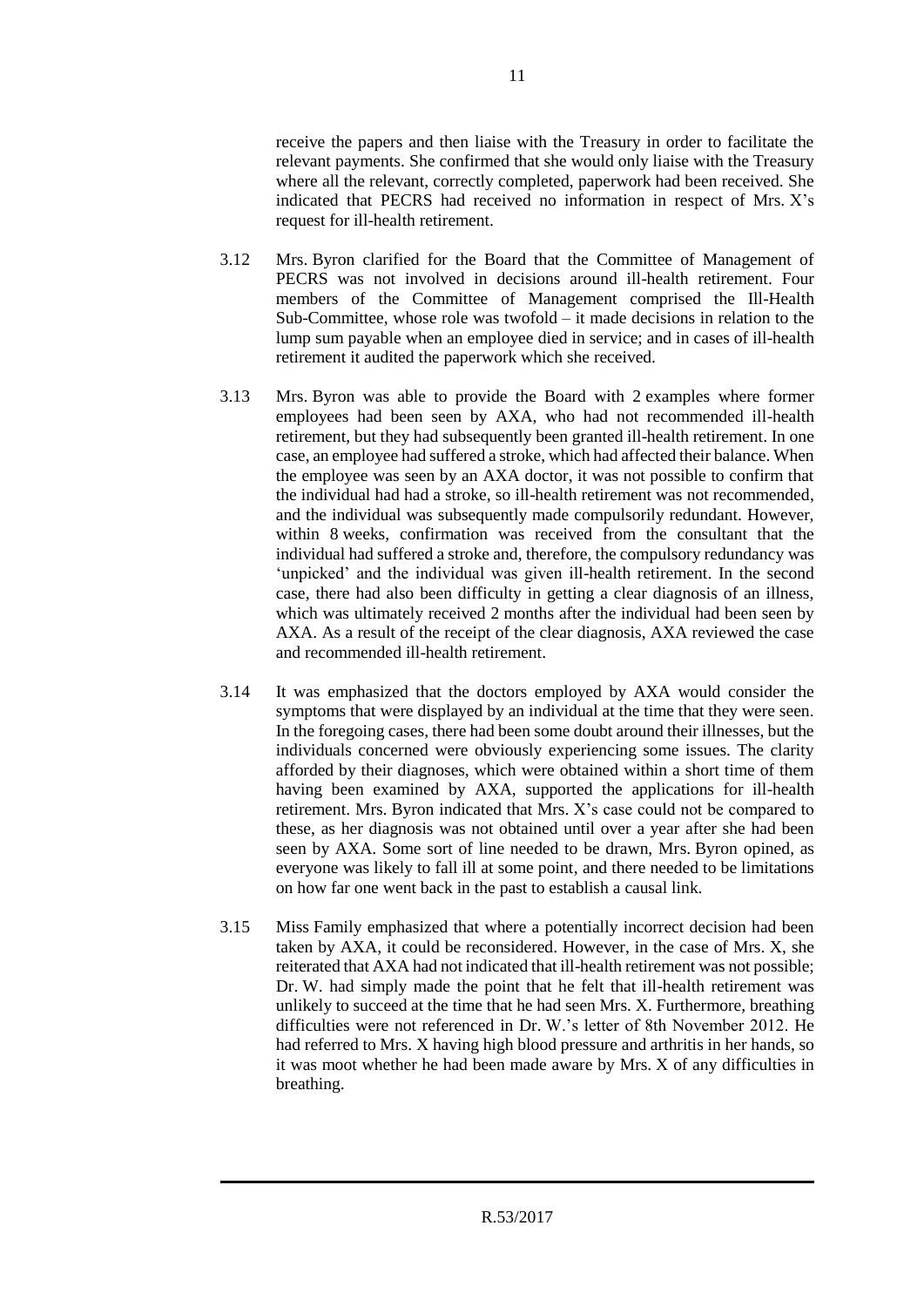receive the papers and then liaise with the Treasury in order to facilitate the relevant payments. She confirmed that she would only liaise with the Treasury where all the relevant, correctly completed, paperwork had been received. She indicated that PECRS had received no information in respect of Mrs. X's request for ill-health retirement.

3.12 Mrs. Byron clarified for the Board that the Committee of Management of PECRS was not involved in decisions around ill-health retirement. Four members of the Committee of Management comprised the Ill-Health Sub-Committee, whose role was twofold – it made decisions in relation to the lump sum payable when an employee died in service; and in cases of ill-health retirement it audited the paperwork which she received.

3.13 Mrs. Byron was able to provide the Board with 2 examples where former employees had been seen by AXA, who had not recommended ill-health retirement, but they had subsequently been granted ill-health retirement. In one case, an employee had suffered a stroke, which had affected their balance. When the employee was seen by an AXA doctor, it was not possible to confirm that the individual had had a stroke, so ill-health retirement was not recommended, and the individual was subsequently made compulsorily redundant. However, within 8 weeks, confirmation was received from the consultant that the individual had suffered a stroke and, therefore, the compulsory redundancy was 'unpicked' and the individual was given ill-health retirement. In the second case, there had also been difficulty in getting a clear diagnosis of an illness, which was ultimately received 2 months after the individual had been seen by AXA. As a result of the receipt of the clear diagnosis, AXA reviewed the case and recommended ill-health retirement.

3.14 It was emphasized that the doctors employed by AXA would consider the symptoms that were displayed by an individual at the time that they were seen. In the foregoing cases, there had been some doubt around their illnesses, but the individuals concerned were obviously experiencing some issues. The clarity afforded by their diagnoses, which were obtained within a short time of them having been examined by AXA, supported the applications for ill-health retirement. Mrs. Byron indicated that Mrs. X's case could not be compared to these, as her diagnosis was not obtained until over a year after she had been seen by AXA. Some sort of line needed to be drawn, Mrs. Byron opined, as everyone was likely to fall ill at some point, and there needed to be limitations on how far one went back in the past to establish a causal link.

3.15 Miss Family emphasized that where a potentially incorrect decision had been taken by AXA, it could be reconsidered. However, in the case of Mrs. X, she reiterated that AXA had not indicated that ill-health retirement was not possible; Dr. W. had simply made the point that he felt that ill-health retirement was unlikely to succeed at the time that he had seen Mrs. X. Furthermore, breathing difficulties were not referenced in Dr. W.'s letter of 8th November 2012. He had referred to Mrs. X having high blood pressure and arthritis in her hands, so it was moot whether he had been made aware by Mrs. X of any difficulties in breathing.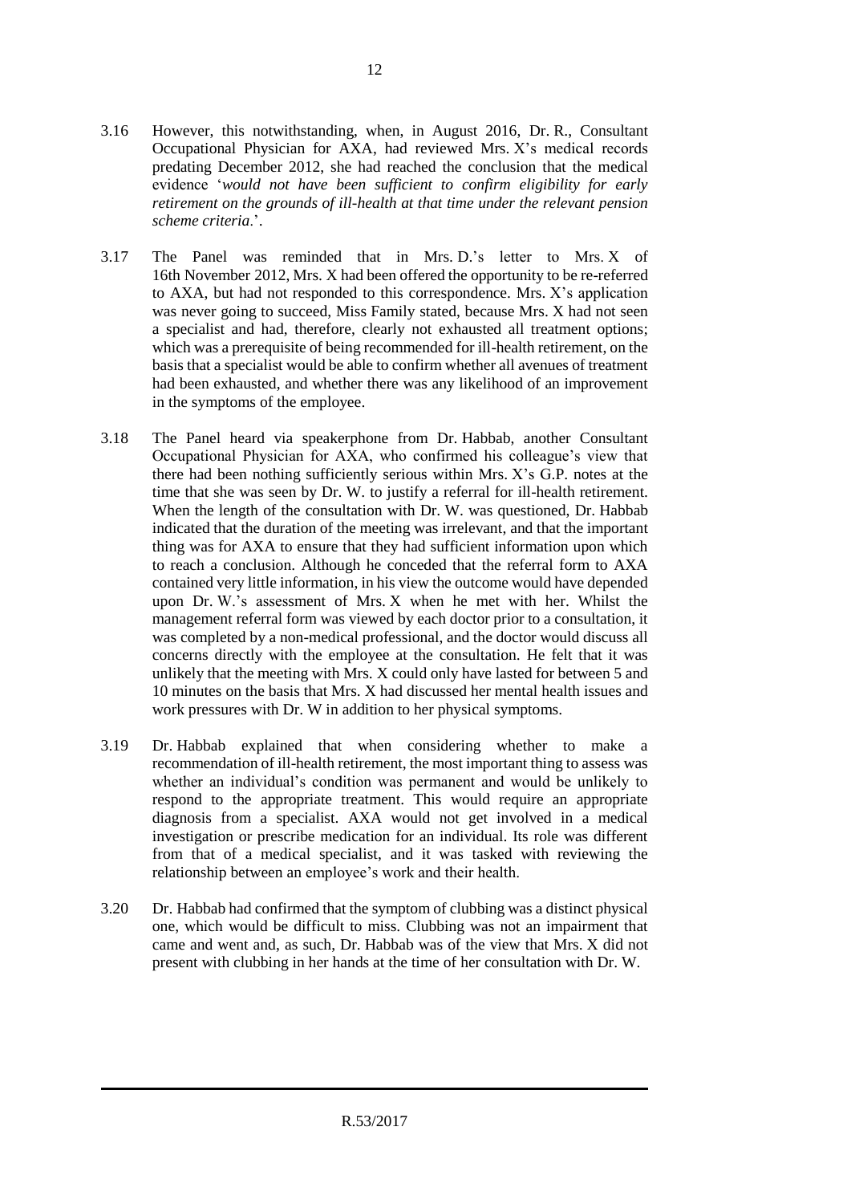3.16 However, this notwithstanding, when, in August 2016, Dr. R., Consultant Occupational Physician for AXA, had reviewed Mrs. X's medical records predating December 2012, she had reached the conclusion that the medical evidence '*would not have been sufficient to confirm eligibility for early retirement on the grounds of ill-health at that time under the relevant pension scheme criteria*.'.

3.17 The Panel was reminded that in Mrs. D.'s letter to Mrs. X of 16th November 2012, Mrs. X had been offered the opportunity to be re-referred to AXA, but had not responded to this correspondence. Mrs. X's application was never going to succeed, Miss Family stated, because Mrs. X had not seen a specialist and had, therefore, clearly not exhausted all treatment options; which was a prerequisite of being recommended for ill-health retirement, on the basis that a specialist would be able to confirm whether all avenues of treatment had been exhausted, and whether there was any likelihood of an improvement in the symptoms of the employee.

3.18 The Panel heard via speakerphone from Dr. Habbab, another Consultant Occupational Physician for AXA, who confirmed his colleague's view that there had been nothing sufficiently serious within Mrs. X's G.P. notes at the time that she was seen by Dr. W. to justify a referral for ill-health retirement. When the length of the consultation with Dr. W. was questioned, Dr. Habbab indicated that the duration of the meeting was irrelevant, and that the important thing was for AXA to ensure that they had sufficient information upon which to reach a conclusion. Although he conceded that the referral form to AXA contained very little information, in his view the outcome would have depended upon Dr. W.'s assessment of Mrs. X when he met with her. Whilst the management referral form was viewed by each doctor prior to a consultation, it was completed by a non-medical professional, and the doctor would discuss all concerns directly with the employee at the consultation. He felt that it was unlikely that the meeting with Mrs. X could only have lasted for between 5 and 10 minutes on the basis that Mrs. X had discussed her mental health issues and work pressures with Dr. W in addition to her physical symptoms.

3.19 Dr. Habbab explained that when considering whether to make a recommendation of ill-health retirement, the most important thing to assess was whether an individual's condition was permanent and would be unlikely to respond to the appropriate treatment. This would require an appropriate diagnosis from a specialist. AXA would not get involved in a medical investigation or prescribe medication for an individual. Its role was different from that of a medical specialist, and it was tasked with reviewing the relationship between an employee's work and their health.

3.20 Dr. Habbab had confirmed that the symptom of clubbing was a distinct physical one, which would be difficult to miss. Clubbing was not an impairment that came and went and, as such, Dr. Habbab was of the view that Mrs. X did not present with clubbing in her hands at the time of her consultation with Dr. W.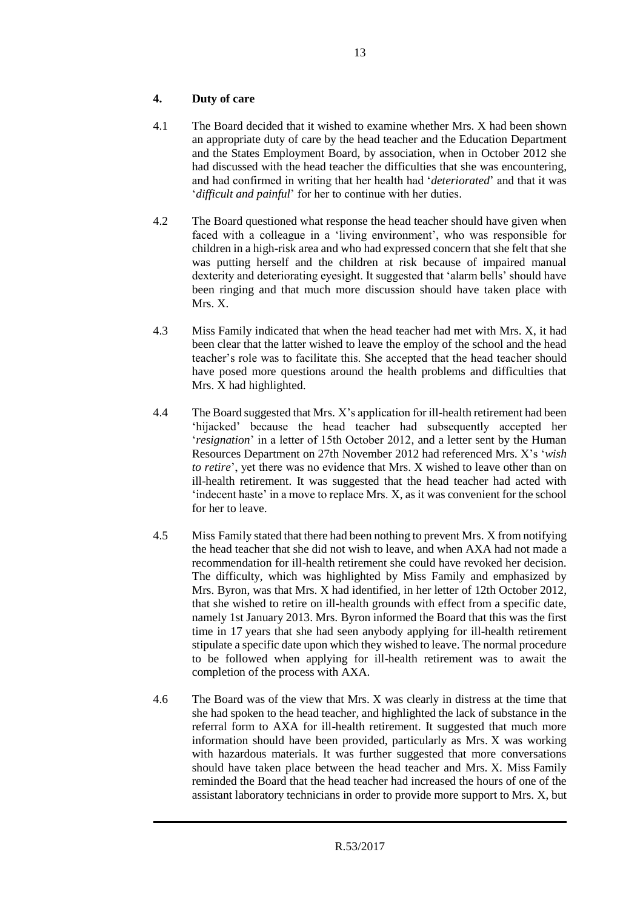## 4. Duty of care

4.1 The Board decided that it wished to examine whether Mrs. X had been shown an appropriate duty of care by the head teacher and the Education Department and the States Employment Board, by association, when in October 2012 she had discussed with the head teacher the difficulties that she was encountering, and had confirmed in writing that her health had '*deteriorated*' and that it was '*difficult and painful*' for her to continue with her duties.

4.2 The Board questioned what response the head teacher should have given when faced with a colleague in a 'living environment', who was responsible for children in a high-risk area and who had expressed concern that she felt that she was putting herself and the children at risk because of impaired manual dexterity and deteriorating eyesight. It suggested that 'alarm bells' should have been ringing and that much more discussion should have taken place with Mrs. X.

4.3 Miss Family indicated that when the head teacher had met with Mrs. X, it had been clear that the latter wished to leave the employ of the school and the head teacher's role was to facilitate this. She accepted that the head teacher should have posed more questions around the health problems and difficulties that Mrs. X had highlighted.

4.4 The Board suggested that Mrs. X's application for ill-health retirement had been 'hijacked' because the head teacher had subsequently accepted her '*resignation*' in a letter of 15th October 2012, and a letter sent by the Human Resources Department on 27th November 2012 had referenced Mrs. X's '*wish to retire*', yet there was no evidence that Mrs. X wished to leave other than on ill-health retirement. It was suggested that the head teacher had acted with 'indecent haste' in a move to replace Mrs. X, as it was convenient for the school for her to leave.

4.5 Miss Family stated that there had been nothing to prevent Mrs. X from notifying the head teacher that she did not wish to leave, and when AXA had not made a recommendation for ill-health retirement she could have revoked her decision. The difficulty, which was highlighted by Miss Family and emphasized by Mrs. Byron, was that Mrs. X had identified, in her letter of 12th October 2012, that she wished to retire on ill-health grounds with effect from a specific date, namely 1st January 2013. Mrs. Byron informed the Board that this was the first time in 17 years that she had seen anybody applying for ill-health retirement stipulate a specific date upon which they wished to leave. The normal procedure to be followed when applying for ill-health retirement was to await the completion of the process with AXA.

4.6 The Board was of the view that Mrs. X was clearly in distress at the time that she had spoken to the head teacher, and highlighted the lack of substance in the referral form to AXA for ill-health retirement. It suggested that much more information should have been provided, particularly as Mrs. X was working with hazardous materials. It was further suggested that more conversations should have taken place between the head teacher and Mrs. X. Miss Family reminded the Board that the head teacher had increased the hours of one of the assistant laboratory technicians in order to provide more support to Mrs. X, but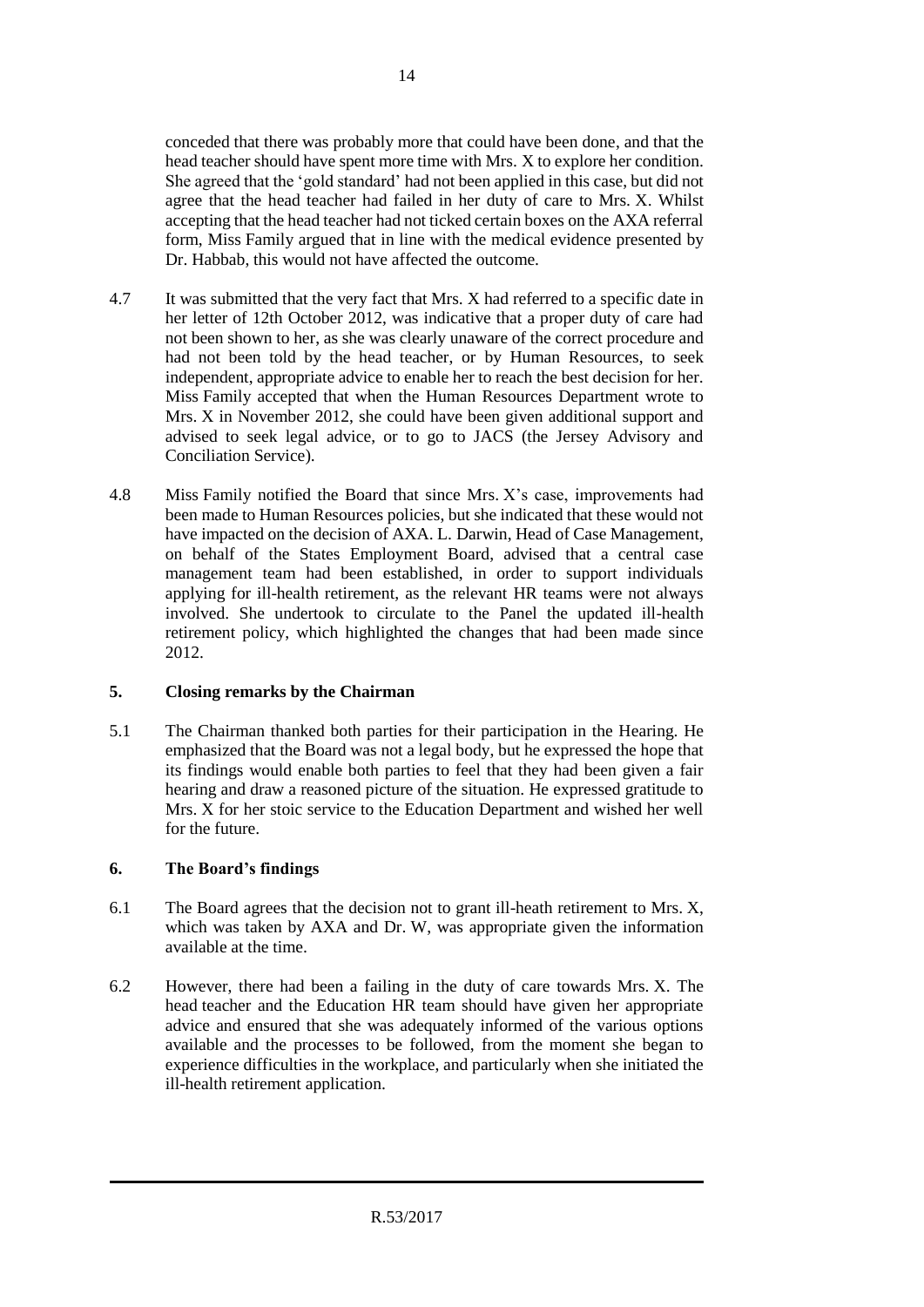conceded that there was probably more that could have been done, and that the head teacher should have spent more time with Mrs. X to explore her condition. She agreed that the 'gold standard' had not been applied in this case, but did not agree that the head teacher had failed in her duty of care to Mrs. X. Whilst accepting that the head teacher had not ticked certain boxes on the AXA referral form, Miss Family argued that in line with the medical evidence presented by Dr. Habbab, this would not have affected the outcome.

4.7 It was submitted that the very fact that Mrs. X had referred to a specific date in her letter of 12th October 2012, was indicative that a proper duty of care had not been shown to her, as she was clearly unaware of the correct procedure and had not been told by the head teacher, or by Human Resources, to seek independent, appropriate advice to enable her to reach the best decision for her. Miss Family accepted that when the Human Resources Department wrote to Mrs. X in November 2012, she could have been given additional support and advised to seek legal advice, or to go to JACS (the Jersey Advisory and Conciliation Service).

4.8 Miss Family notified the Board that since Mrs. X's case, improvements had been made to Human Resources policies, but she indicated that these would not have impacted on the decision of AXA. L. Darwin, Head of Case Management, on behalf of the States Employment Board, advised that a central case management team had been established, in order to support individuals applying for ill-health retirement, as the relevant HR teams were not always involved. She undertook to circulate to the Panel the updated ill-health retirement policy, which highlighted the changes that had been made since 2012.

## 5. Closing remarks by the Chairman

5.1 The Chairman thanked both parties for their participation in the Hearing. He emphasized that the Board was not a legal body, but he expressed the hope that its findings would enable both parties to feel that they had been given a fair hearing and draw a reasoned picture of the situation. He expressed gratitude to Mrs. X for her stoic service to the Education Department and wished her well for the future.

## 6. The Board's findings

6.1 The Board agrees that the decision not to grant ill-heath retirement to Mrs. X, which was taken by AXA and Dr. W, was appropriate given the information available at the time.

6.2 However, there had been a failing in the duty of care towards Mrs. X. The head teacher and the Education HR team should have given her appropriate advice and ensured that she was adequately informed of the various options available and the processes to be followed, from the moment she began to experience difficulties in the workplace, and particularly when she initiated the ill-health retirement application.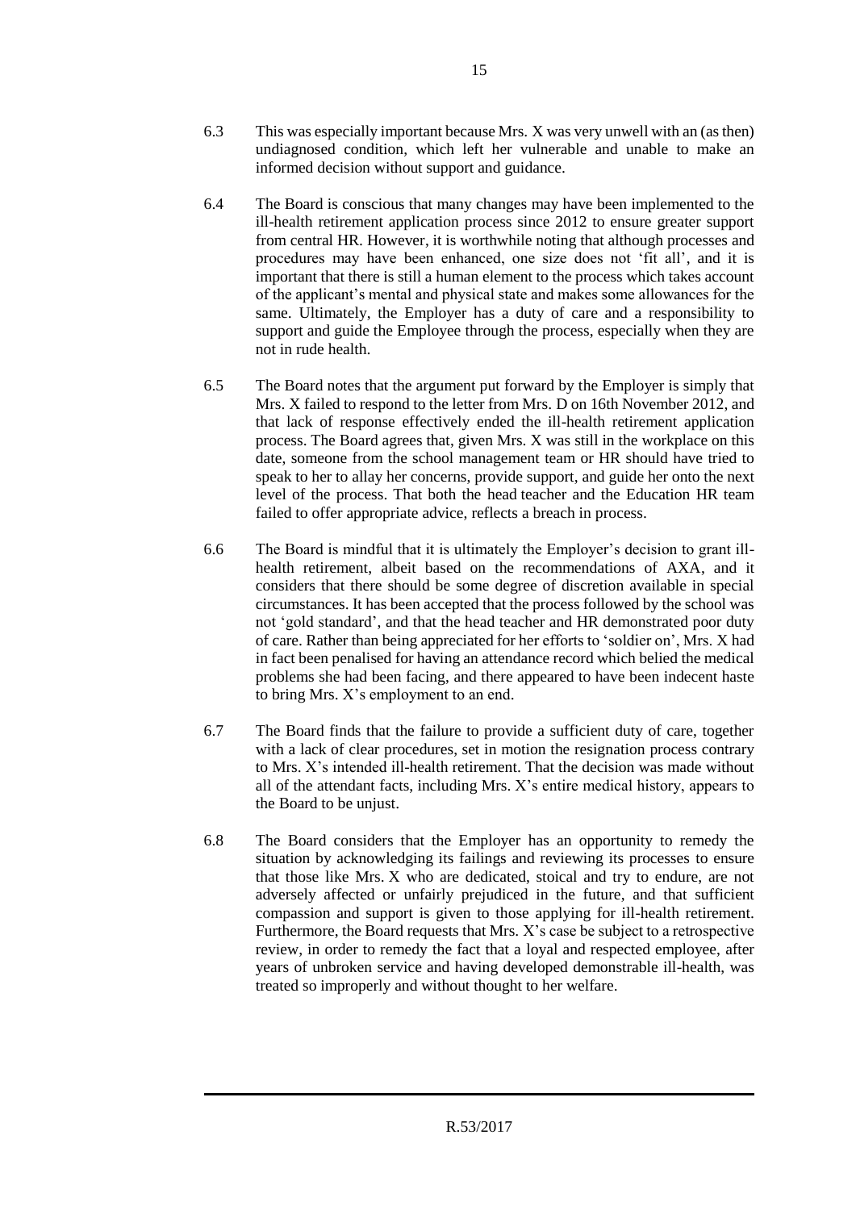6.3 This was especially important because Mrs. X was very unwell with an (as then) undiagnosed condition, which left her vulnerable and unable to make an informed decision without support and guidance.

6.4 The Board is conscious that many changes may have been implemented to the ill-health retirement application process since 2012 to ensure greater support from central HR. However, it is worthwhile noting that although processes and procedures may have been enhanced, one size does not 'fit all', and it is important that there is still a human element to the process which takes account of the applicant's mental and physical state and makes some allowances for the same. Ultimately, the Employer has a duty of care and a responsibility to support and guide the Employee through the process, especially when they are not in rude health.

6.5 The Board notes that the argument put forward by the Employer is simply that Mrs. X failed to respond to the letter from Mrs. D on 16th November 2012, and that lack of response effectively ended the ill-health retirement application process. The Board agrees that, given Mrs. X was still in the workplace on this date, someone from the school management team or HR should have tried to speak to her to allay her concerns, provide support, and guide her onto the next level of the process. That both the head teacher and the Education HR team failed to offer appropriate advice, reflects a breach in process.

6.6 The Board is mindful that it is ultimately the Employer's decision to grant ill-health retirement, albeit based on the recommendations of AXA, and it considers that there should be some degree of discretion available in special circumstances. It has been accepted that the process followed by the school was not 'gold standard', and that the head teacher and HR demonstrated poor duty of care. Rather than being appreciated for her efforts to 'soldier on', Mrs. X had in fact been penalised for having an attendance record which belied the medical problems she had been facing, and there appeared to have been indecent haste to bring Mrs. X's employment to an end.

6.7 The Board finds that the failure to provide a sufficient duty of care, together with a lack of clear procedures, set in motion the resignation process contrary to Mrs. X's intended ill-health retirement. That the decision was made without all of the attendant facts, including Mrs. X's entire medical history, appears to the Board to be unjust.

6.8 The Board considers that the Employer has an opportunity to remedy the situation by acknowledging its failings and reviewing its processes to ensure that those like Mrs. X who are dedicated, stoical and try to endure, are not adversely affected or unfairly prejudiced in the future, and that sufficient compassion and support is given to those applying for ill-health retirement. Furthermore, the Board requests that Mrs. X's case be subject to a retrospective review, in order to remedy the fact that a loyal and respected employee, after years of unbroken service and having developed demonstrable ill-health, was treated so improperly and without thought to her welfare.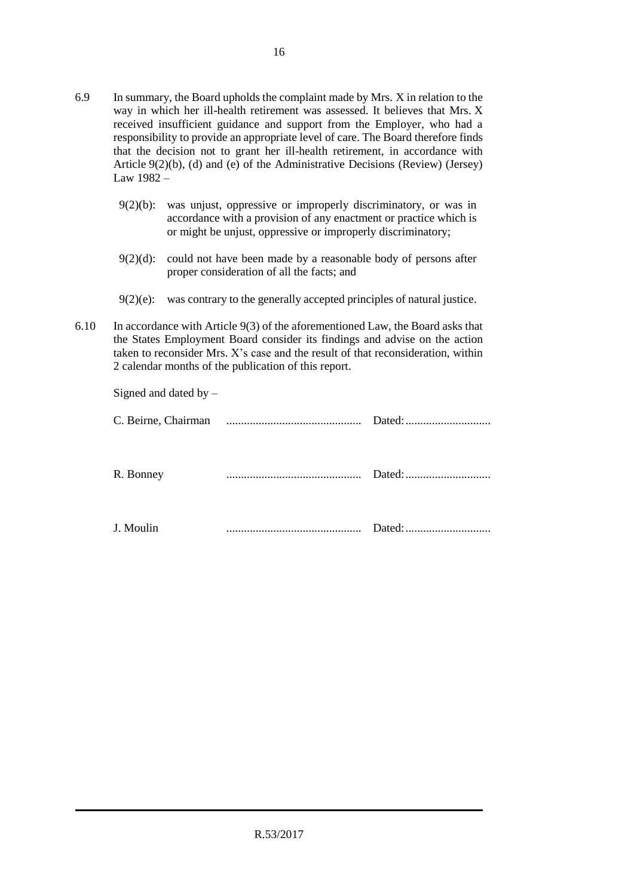6.9 In summary, the Board upholds the complaint made by Mrs. X in relation to the way in which her ill-health retirement was assessed. It believes that Mrs. X received insufficient guidance and support from the Employer, who had a responsibility to provide an appropriate level of care. The Board therefore finds that the decision not to grant her ill-health retirement, in accordance with Article 9(2)(b), (d) and (e) of the Administrative Decisions (Review) (Jersey) Law 1982 –

9(2)(b): was unjust, oppressive or improperly discriminatory, or was in accordance with a provision of any enactment or practice which is or might be unjust, oppressive or improperly discriminatory;

9(2)(d): could not have been made by a reasonable body of persons after proper consideration of all the facts; and

9(2)(e): was contrary to the generally accepted principles of natural justice.

6.10 In accordance with Article 9(3) of the aforementioned Law, the Board asks that the States Employment Board consider its findings and advise on the action taken to reconsider Mrs. X's case and the result of that reconsideration, within 2 calendar months of the publication of this report.

Signed and dated by –

C. Beirne, Chairman .............................................. Dated: .............................

R. Bonney .............................................. Dated: .............................

J. Moulin .............................................. Dated: .............................

R.53/2017